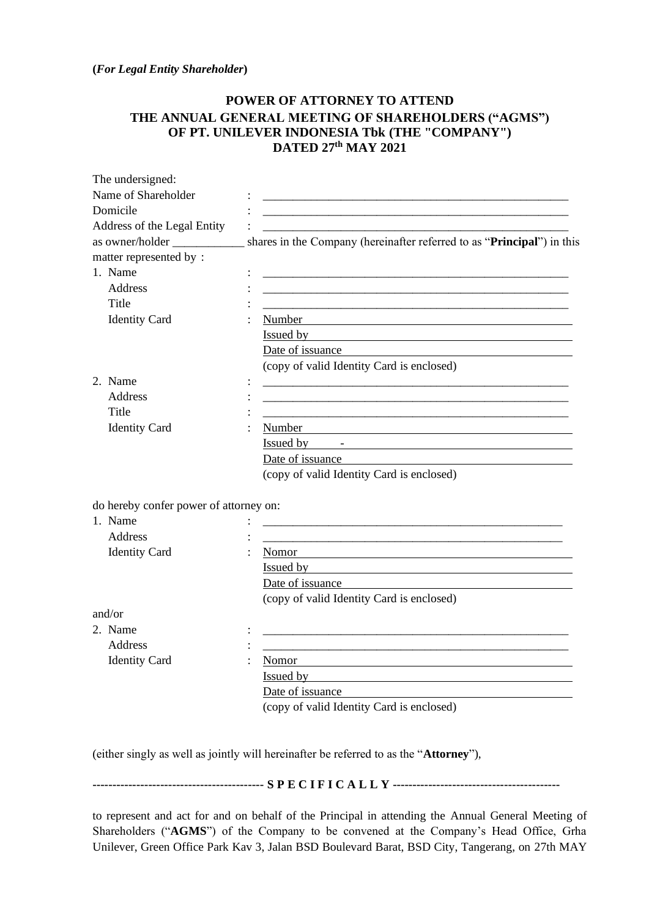**(*For Legal Entity Shareholder*)**

# POWER OF ATTORNEY TO ATTEND THE ANNUAL GENERAL MEETING OF SHAREHOLDERS ("AGMS") OF PT. UNILEVER INDONESIA Tbk (THE "COMPANY") DATED 27th MAY 2021

The undersigned:

Name of Shareholder : ____________________________________________________

Domicile : ____________________________________________________

Address of the Legal Entity : ____________________________________________________

as owner/holder ____________ shares in the Company (hereinafter referred to as "**Principal**") in this matter represented by :

1. Name : ____________________________________________________
   Address : ____________________________________________________
   Title : ____________________________________________________
   Identity Card : Number ____________________________________________
   Issued by ____________________________________________
   Date of issuance ____________________________________________
   (copy of valid Identity Card is enclosed)
2. Name : ____________________________________________________
   Address : ____________________________________________________
   Title : ____________________________________________________
   Identity Card : Number ____________________________________________
   Issued by -
   Date of issuance ____________________________________________
   (copy of valid Identity Card is enclosed)

do hereby confer power of attorney on:

1. Name : ____________________________________________________
   Address : ____________________________________________________
   Identity Card : Nomor ____________________________________________
   Issued by ____________________________________________
   Date of issuance ____________________________________________
   (copy of valid Identity Card is enclosed)

and/or

2. Name : ____________________________________________________
   Address : ____________________________________________________
   Identity Card : Nomor ____________________________________________
   Issued by ____________________________________________
   Date of issuance ____________________________________________
   (copy of valid Identity Card is enclosed)

(either singly as well as jointly will hereinafter be referred to as the "**Attorney**"),

------------------------------------------- **S P E C I F I C A L L Y** -------------------------------------------

to represent and act for and on behalf of the Principal in attending the Annual General Meeting of Shareholders ("**AGMS**") of the Company to be convened at the Company's Head Office, Grha Unilever, Green Office Park Kav 3, Jalan BSD Boulevard Barat, BSD City, Tangerang, on 27th MAY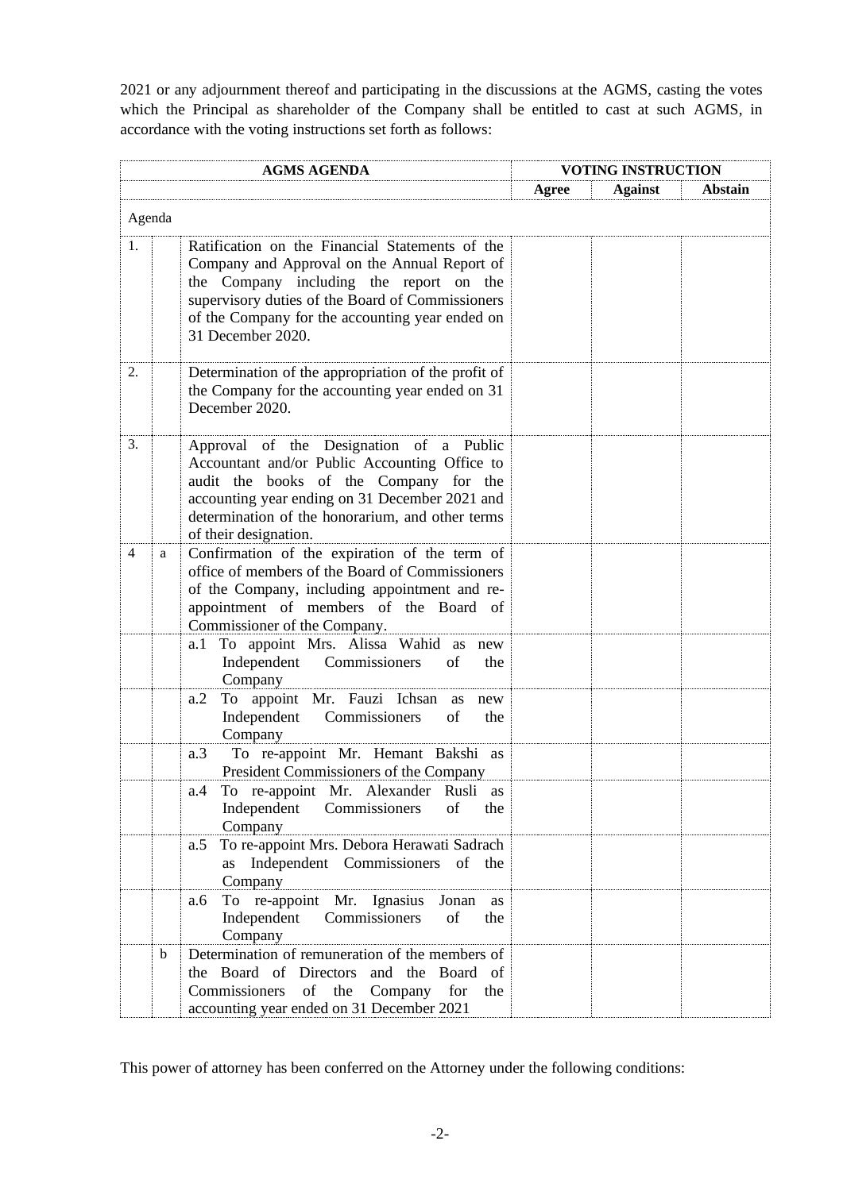2021 or any adjournment thereof and participating in the discussions at the AGMS, casting the votes which the Principal as shareholder of the Company shall be entitled to cast at such AGMS, in accordance with the voting instructions set forth as follows:

| AGMS AGENDA | | | VOTING INSTRUCTION | | |
|---|---|---|---|---|---|
| | | | **Agree** | **Against** | **Abstain** |
| Agenda | | | | | |
| 1. | | Ratification on the Financial Statements of the Company and Approval on the Annual Report of the Company including the report on the supervisory duties of the Board of Commissioners of the Company for the accounting year ended on 31 December 2020. | | | |
| 2. | | Determination of the appropriation of the profit of the Company for the accounting year ended on 31 December 2020. | | | |
| 3. | | Approval of the Designation of a Public Accountant and/or Public Accounting Office to audit the books of the Company for the accounting year ending on 31 December 2021 and determination of the honorarium, and other terms of their designation. | | | |
| 4 | a | Confirmation of the expiration of the term of office of members of the Board of Commissioners of the Company, including appointment and re-appointment of members of the Board of Commissioner of the Company. | | | |
| | | a.1 To appoint Mrs. Alissa Wahid as new Independent Commissioners of the Company | | | |
| | | a.2 To appoint Mr. Fauzi Ichsan as new Independent Commissioners of the Company | | | |
| | | a.3 To re-appoint Mr. Hemant Bakshi as President Commissioners of the Company | | | |
| | | a.4 To re-appoint Mr. Alexander Rusli as Independent Commissioners of the Company | | | |
| | | a.5 To re-appoint Mrs. Debora Herawati Sadrach as Independent Commissioners of the Company | | | |
| | | a.6 To re-appoint Mr. Ignasius Jonan as Independent Commissioners of the Company | | | |
| | b | Determination of remuneration of the members of the Board of Directors and the Board of Commissioners of the Company for the accounting year ended on 31 December 2021 | | | |

This power of attorney has been conferred on the Attorney under the following conditions: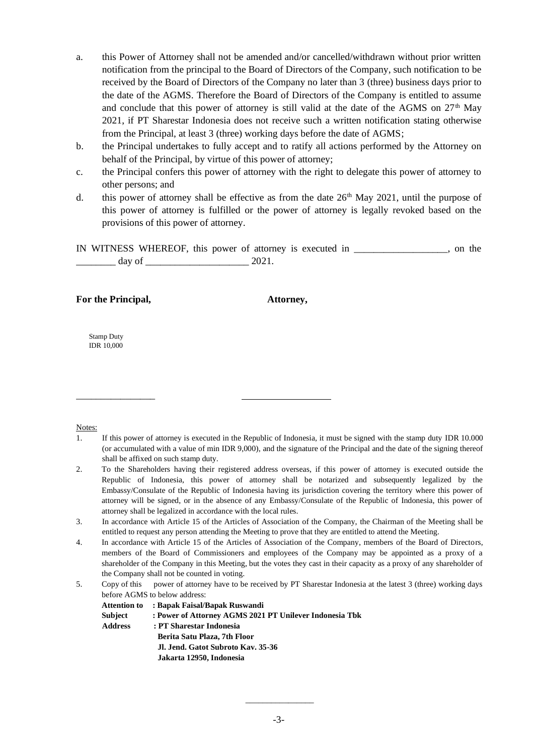a. this Power of Attorney shall not be amended and/or cancelled/withdrawn without prior written notification from the principal to the Board of Directors of the Company, such notification to be received by the Board of Directors of the Company no later than 3 (three) business days prior to the date of the AGMS. Therefore the Board of Directors of the Company is entitled to assume and conclude that this power of attorney is still valid at the date of the AGMS on 27th May 2021, if PT Sharestar Indonesia does not receive such a written notification stating otherwise from the Principal, at least 3 (three) working days before the date of AGMS;

b. the Principal undertakes to fully accept and to ratify all actions performed by the Attorney on behalf of the Principal, by virtue of this power of attorney;

c. the Principal confers this power of attorney with the right to delegate this power of attorney to other persons; and

d. this power of attorney shall be effective as from the date 26th May 2021, until the purpose of this power of attorney is fulfilled or the power of attorney is legally revoked based on the provisions of this power of attorney.

IN WITNESS WHEREOF, this power of attorney is executed in ___________________, on the ________ day of _____________________ 2021.

**For the Principal,** **Attorney,**

Stamp Duty
IDR 10,000

_________________ ___________________

Notes:

1. If this power of attorney is executed in the Republic of Indonesia, it must be signed with the stamp duty IDR 10.000 (or accumulated with a value of min IDR 9,000), and the signature of the Principal and the date of the signing thereof shall be affixed on such stamp duty.
2. To the Shareholders having their registered address overseas, if this power of attorney is executed outside the Republic of Indonesia, this power of attorney shall be notarized and subsequently legalized by the Embassy/Consulate of the Republic of Indonesia having its jurisdiction covering the territory where this power of attorney will be signed, or in the absence of any Embassy/Consulate of the Republic of Indonesia, this power of attorney shall be legalized in accordance with the local rules.
3. In accordance with Article 15 of the Articles of Association of the Company, the Chairman of the Meeting shall be entitled to request any person attending the Meeting to prove that they are entitled to attend the Meeting.
4. In accordance with Article 15 of the Articles of Association of the Company, members of the Board of Directors, members of the Board of Commissioners and employees of the Company may be appointed as a proxy of a shareholder of the Company in this Meeting, but the votes they cast in their capacity as a proxy of any shareholder of the Company shall not be counted in voting.
5. Copy of this power of attorney have to be received by PT Sharestar Indonesia at the latest 3 (three) working days before AGMS to below address:

   **Attention to : Bapak Faisal/Bapak Ruswandi**
   **Subject : Power of Attorney AGMS 2021 PT Unilever Indonesia Tbk**
   **Address : PT Sharestar Indonesia**
   **Berita Satu Plaza, 7th Floor**
   **Jl. Jend. Gatot Subroto Kav. 35-36**
   **Jakarta 12950, Indonesia**